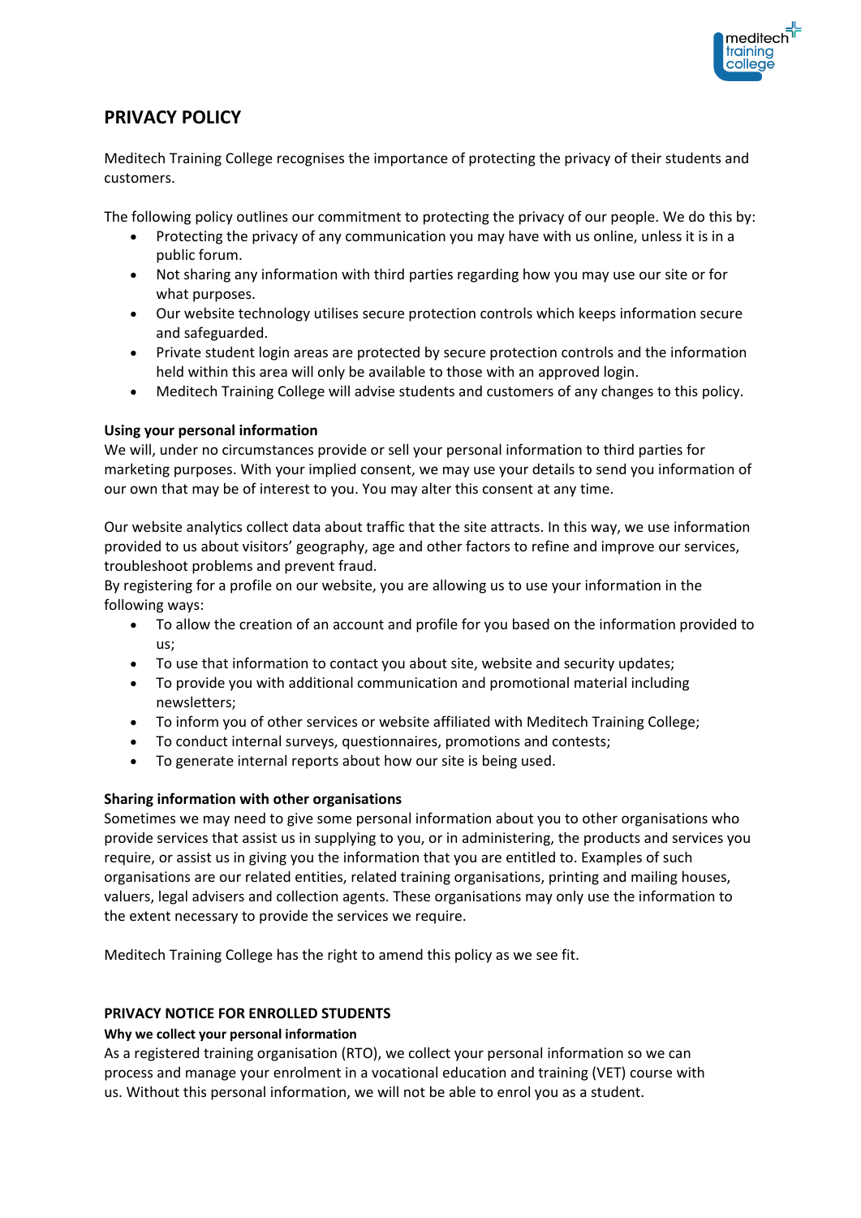# PRIVACY POLICY

Meditech Training College recognises the importance of protecting the privacy of their students and customers.

The following policy outlines our commitment to protecting the privacy of our people. We do this by:

- Protecting the privacy of any communication you may have with us online, unless it is in a public forum.
- Not sharing any information with third parties regarding how you may use our site or for what purposes.
- Our website technology utilises secure protection controls which keeps information secure and safeguarded.
- Private student login areas are protected by secure protection controls and the information held within this area will only be available to those with an approved login.
- Meditech Training College will advise students and customers of any changes to this policy.

**Using your personal information**

We will, under no circumstances provide or sell your personal information to third parties for marketing purposes. With your implied consent, we may use your details to send you information of our own that may be of interest to you. You may alter this consent at any time.

Our website analytics collect data about traffic that the site attracts. In this way, we use information provided to us about visitors' geography, age and other factors to refine and improve our services, troubleshoot problems and prevent fraud.

By registering for a profile on our website, you are allowing us to use your information in the following ways:

- To allow the creation of an account and profile for you based on the information provided to us;
- To use that information to contact you about site, website and security updates;
- To provide you with additional communication and promotional material including newsletters;
- To inform you of other services or website affiliated with Meditech Training College;
- To conduct internal surveys, questionnaires, promotions and contests;
- To generate internal reports about how our site is being used.

**Sharing information with other organisations**

Sometimes we may need to give some personal information about you to other organisations who provide services that assist us in supplying to you, or in administering, the products and services you require, or assist us in giving you the information that you are entitled to. Examples of such organisations are our related entities, related training organisations, printing and mailing houses, valuers, legal advisers and collection agents. These organisations may only use the information to the extent necessary to provide the services we require.

Meditech Training College has the right to amend this policy as we see fit.

## PRIVACY NOTICE FOR ENROLLED STUDENTS

**Why we collect your personal information**

As a registered training organisation (RTO), we collect your personal information so we can process and manage your enrolment in a vocational education and training (VET) course with us. Without this personal information, we will not be able to enrol you as a student.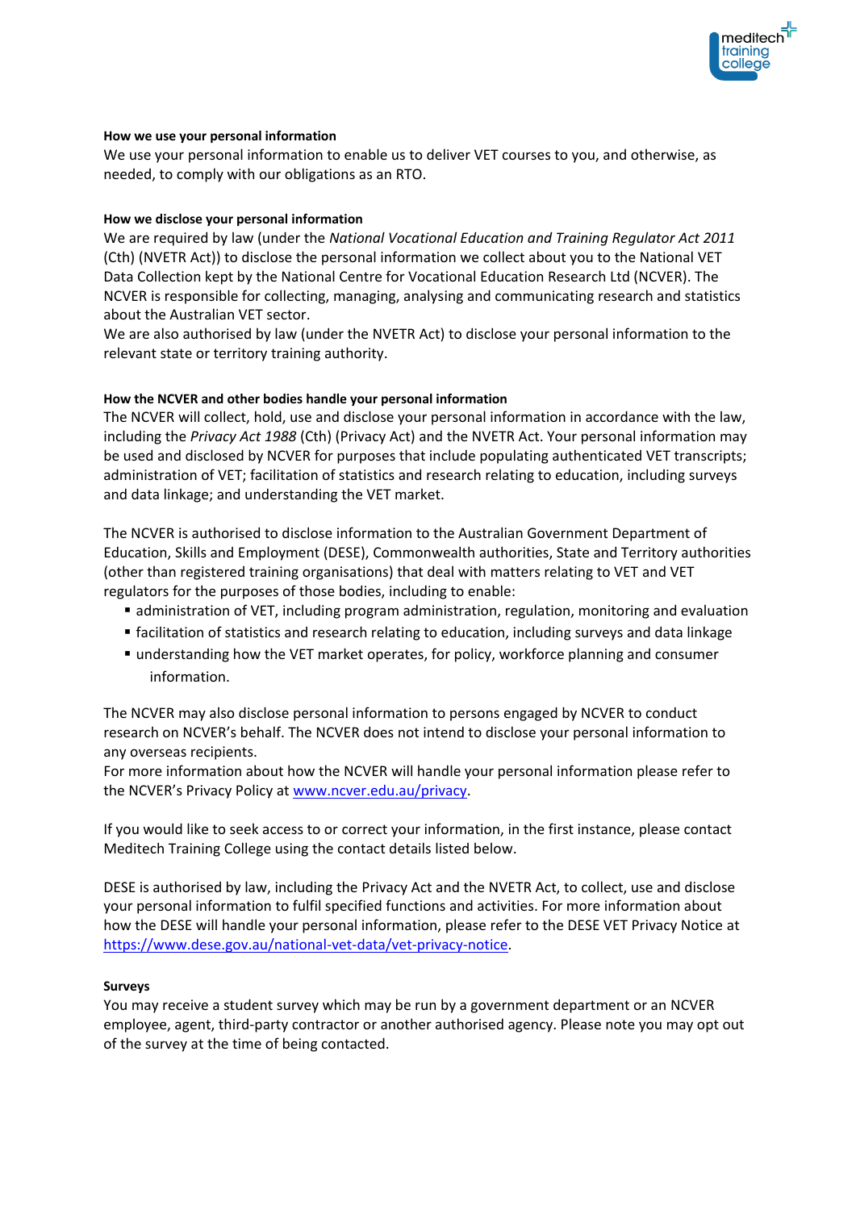**How we use your personal information**

We use your personal information to enable us to deliver VET courses to you, and otherwise, as needed, to comply with our obligations as an RTO.

**How we disclose your personal information**

We are required by law (under the *National Vocational Education and Training Regulator Act 2011* (Cth) (NVETR Act)) to disclose the personal information we collect about you to the National VET Data Collection kept by the National Centre for Vocational Education Research Ltd (NCVER). The NCVER is responsible for collecting, managing, analysing and communicating research and statistics about the Australian VET sector.

We are also authorised by law (under the NVETR Act) to disclose your personal information to the relevant state or territory training authority.

**How the NCVER and other bodies handle your personal information**

The NCVER will collect, hold, use and disclose your personal information in accordance with the law, including the *Privacy Act 1988* (Cth) (Privacy Act) and the NVETR Act. Your personal information may be used and disclosed by NCVER for purposes that include populating authenticated VET transcripts; administration of VET; facilitation of statistics and research relating to education, including surveys and data linkage; and understanding the VET market.

The NCVER is authorised to disclose information to the Australian Government Department of Education, Skills and Employment (DESE), Commonwealth authorities, State and Territory authorities (other than registered training organisations) that deal with matters relating to VET and VET regulators for the purposes of those bodies, including to enable:

- administration of VET, including program administration, regulation, monitoring and evaluation
- facilitation of statistics and research relating to education, including surveys and data linkage
- understanding how the VET market operates, for policy, workforce planning and consumer information.

The NCVER may also disclose personal information to persons engaged by NCVER to conduct research on NCVER's behalf. The NCVER does not intend to disclose your personal information to any overseas recipients.

For more information about how the NCVER will handle your personal information please refer to the NCVER's Privacy Policy at www.ncver.edu.au/privacy.

If you would like to seek access to or correct your information, in the first instance, please contact Meditech Training College using the contact details listed below.

DESE is authorised by law, including the Privacy Act and the NVETR Act, to collect, use and disclose your personal information to fulfil specified functions and activities. For more information about how the DESE will handle your personal information, please refer to the DESE VET Privacy Notice at https://www.dese.gov.au/national-vet-data/vet-privacy-notice.

**Surveys**

You may receive a student survey which may be run by a government department or an NCVER employee, agent, third-party contractor or another authorised agency. Please note you may opt out of the survey at the time of being contacted.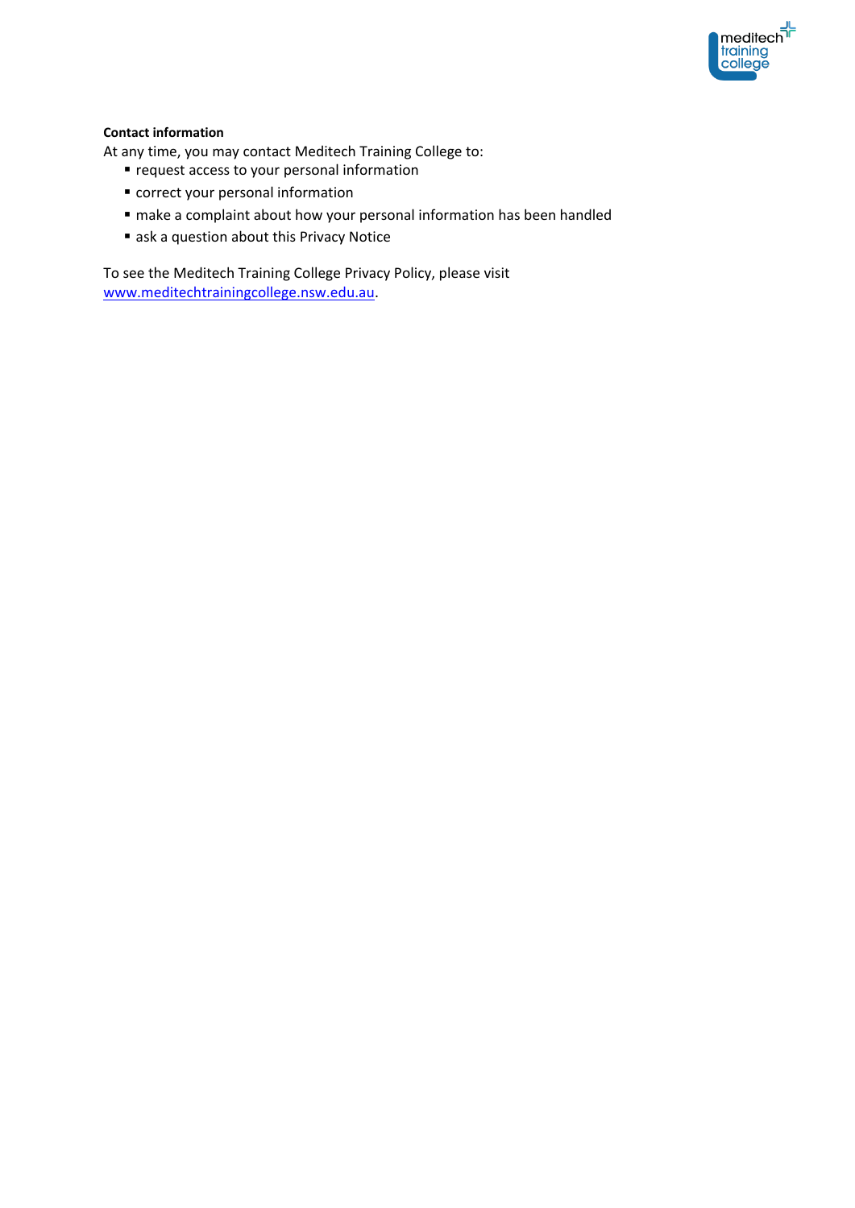**Contact information**

At any time, you may contact Meditech Training College to:

- request access to your personal information
- correct your personal information
- make a complaint about how your personal information has been handled
- ask a question about this Privacy Notice

To see the Meditech Training College Privacy Policy, please visit [www.meditechtrainingcollege.nsw.edu.au](http://www.meditechtrainingcollege.nsw.edu.au).